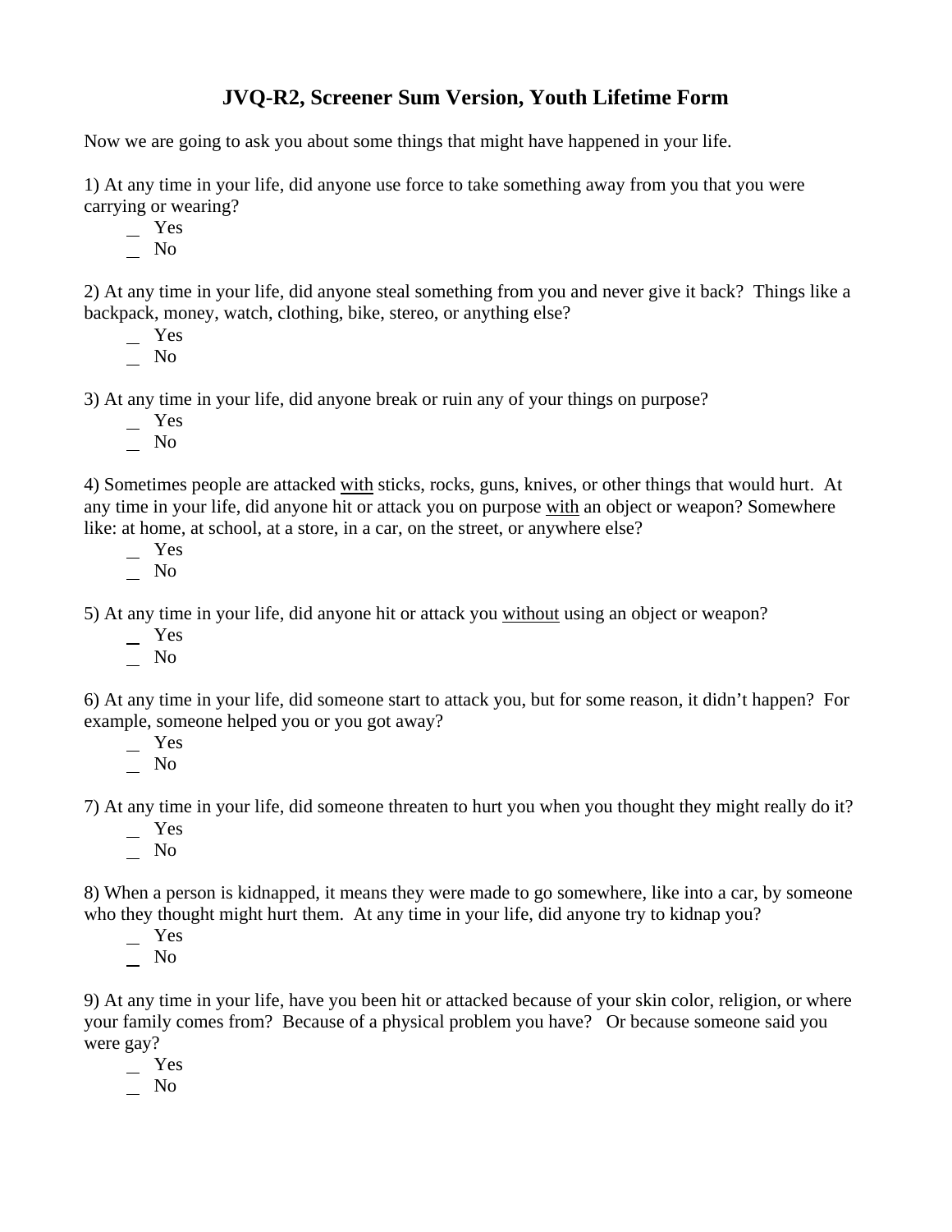# JVQ-R2, Screener Sum Version, Youth Lifetime Form

Now we are going to ask you about some things that might have happened in your life.

1) At any time in your life, did anyone use force to take something away from you that you were carrying or wearing?

- _ Yes
- _ No

2) At any time in your life, did anyone steal something from you and never give it back? Things like a backpack, money, watch, clothing, bike, stereo, or anything else?

- _ Yes
- _ No

3) At any time in your life, did anyone break or ruin any of your things on purpose?

- _ Yes
- _ No

4) Sometimes people are attacked <u>with</u> sticks, rocks, guns, knives, or other things that would hurt. At any time in your life, did anyone hit or attack you on purpose <u>with</u> an object or weapon? Somewhere like: at home, at school, at a store, in a car, on the street, or anywhere else?

- _ Yes
- _ No

5) At any time in your life, did anyone hit or attack you <u>without</u> using an object or weapon?

- _ Yes
- _ No

6) At any time in your life, did someone start to attack you, but for some reason, it didn't happen? For example, someone helped you or you got away?

- _ Yes
- _ No

7) At any time in your life, did someone threaten to hurt you when you thought they might really do it?

- _ Yes
- _ No

8) When a person is kidnapped, it means they were made to go somewhere, like into a car, by someone who they thought might hurt them. At any time in your life, did anyone try to kidnap you?

- _ Yes
- _ No

9) At any time in your life, have you been hit or attacked because of your skin color, religion, or where your family comes from? Because of a physical problem you have? Or because someone said you were gay?

- _ Yes
- _ No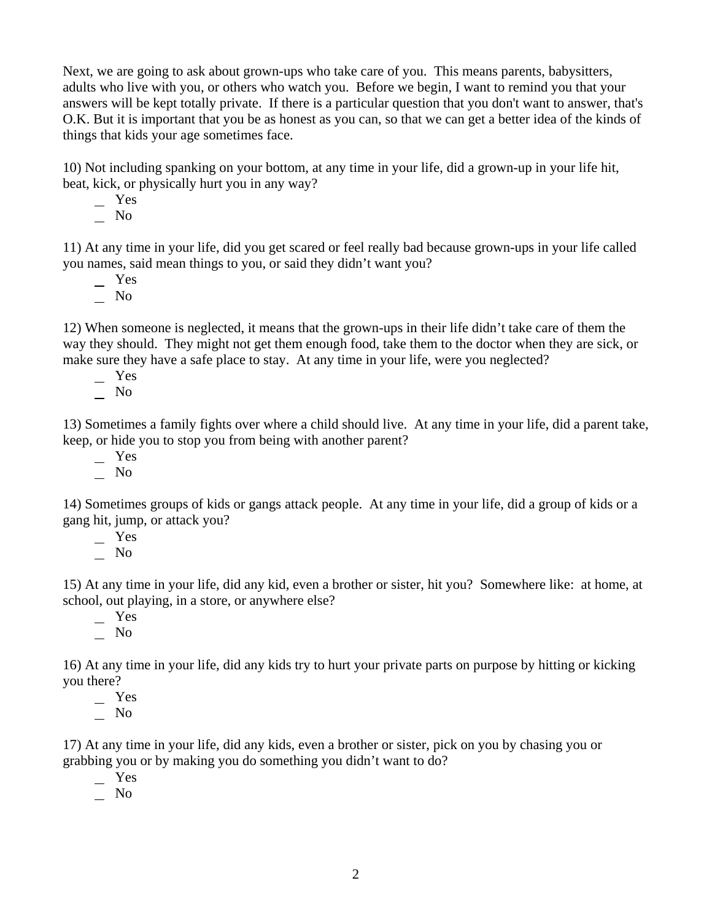Next, we are going to ask about grown-ups who take care of you. This means parents, babysitters, adults who live with you, or others who watch you. Before we begin, I want to remind you that your answers will be kept totally private. If there is a particular question that you don't want to answer, that's O.K. But it is important that you be as honest as you can, so that we can get a better idea of the kinds of things that kids your age sometimes face.

10) Not including spanking on your bottom, at any time in your life, did a grown-up in your life hit, beat, kick, or physically hurt you in any way?

_ Yes
_ No

11) At any time in your life, did you get scared or feel really bad because grown-ups in your life called you names, said mean things to you, or said they didn't want you?

_ Yes
_ No

12) When someone is neglected, it means that the grown-ups in their life didn't take care of them the way they should. They might not get them enough food, take them to the doctor when they are sick, or make sure they have a safe place to stay. At any time in your life, were you neglected?

_ Yes
_ No

13) Sometimes a family fights over where a child should live. At any time in your life, did a parent take, keep, or hide you to stop you from being with another parent?

_ Yes
_ No

14) Sometimes groups of kids or gangs attack people. At any time in your life, did a group of kids or a gang hit, jump, or attack you?

_ Yes
_ No

15) At any time in your life, did any kid, even a brother or sister, hit you? Somewhere like: at home, at school, out playing, in a store, or anywhere else?

_ Yes
_ No

16) At any time in your life, did any kids try to hurt your private parts on purpose by hitting or kicking you there?

_ Yes
_ No

17) At any time in your life, did any kids, even a brother or sister, pick on you by chasing you or grabbing you or by making you do something you didn't want to do?

_ Yes
_ No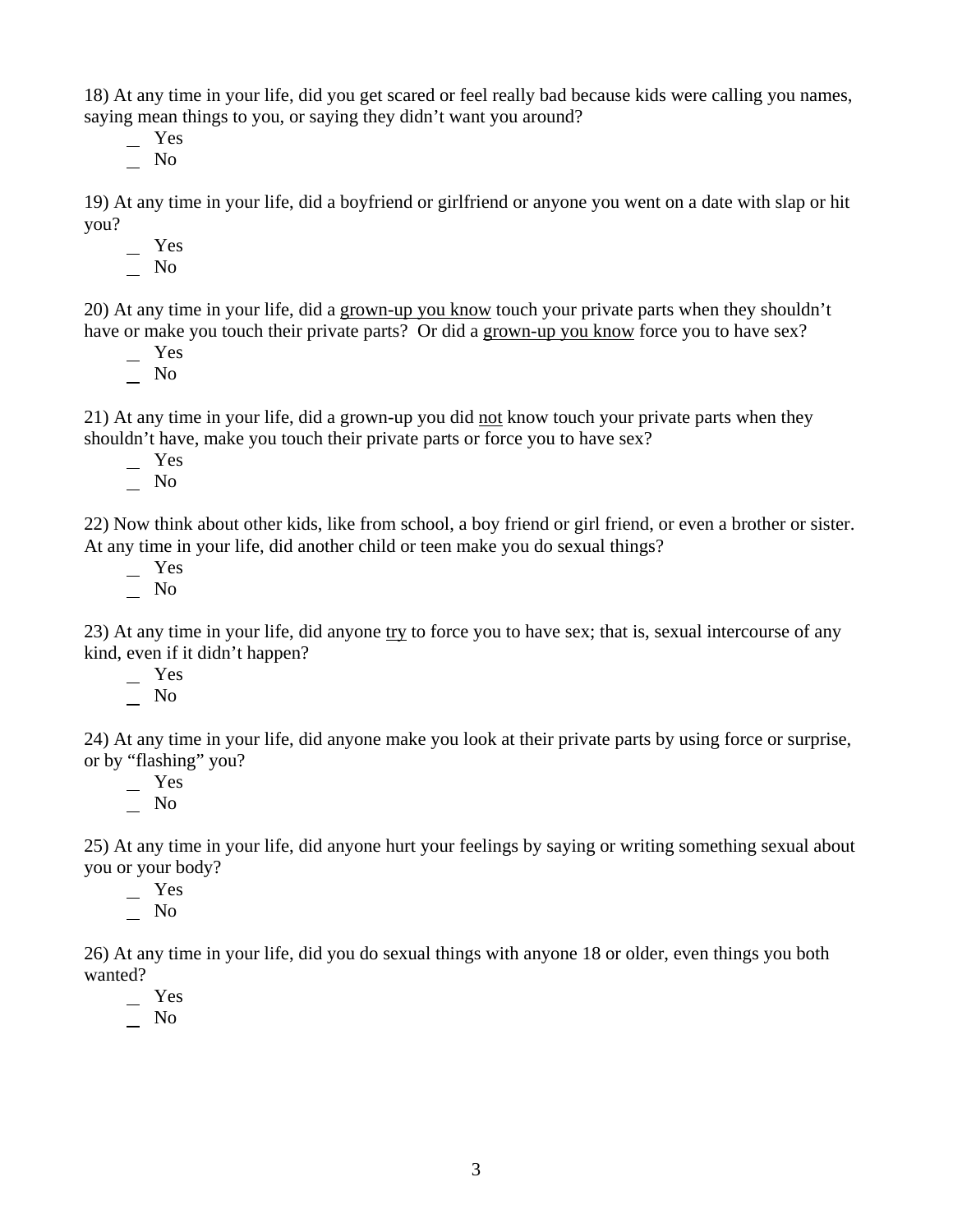18) At any time in your life, did you get scared or feel really bad because kids were calling you names, saying mean things to you, or saying they didn't want you around?

- Yes
- No

19) At any time in your life, did a boyfriend or girlfriend or anyone you went on a date with slap or hit you?

- Yes
- No

20) At any time in your life, did a <u>grown-up you know</u> touch your private parts when they shouldn't have or make you touch their private parts? Or did a <u>grown-up you know</u> force you to have sex?

- Yes
- No

21) At any time in your life, did a grown-up you did <u>not</u> know touch your private parts when they shouldn't have, make you touch their private parts or force you to have sex?

- Yes
- No

22) Now think about other kids, like from school, a boy friend or girl friend, or even a brother or sister. At any time in your life, did another child or teen make you do sexual things?

- Yes
- No

23) At any time in your life, did anyone <u>try</u> to force you to have sex; that is, sexual intercourse of any kind, even if it didn't happen?

- Yes
- No

24) At any time in your life, did anyone make you look at their private parts by using force or surprise, or by "flashing" you?

- Yes
- No

25) At any time in your life, did anyone hurt your feelings by saying or writing something sexual about you or your body?

- Yes
- No

26) At any time in your life, did you do sexual things with anyone 18 or older, even things you both wanted?

- Yes
- No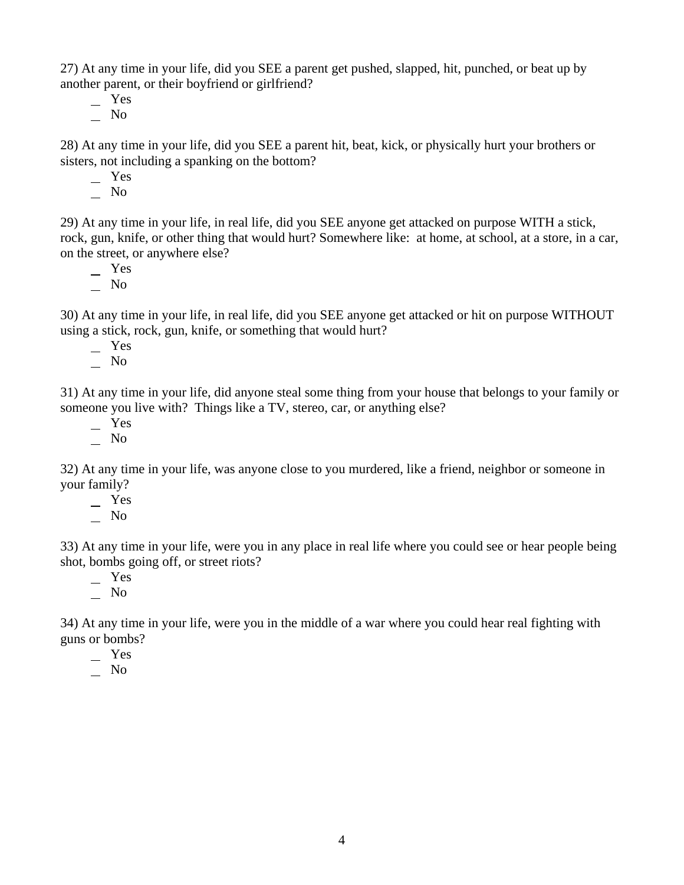27) At any time in your life, did you SEE a parent get pushed, slapped, hit, punched, or beat up by another parent, or their boyfriend or girlfriend?

_ Yes
_ No

28) At any time in your life, did you SEE a parent hit, beat, kick, or physically hurt your brothers or sisters, not including a spanking on the bottom?

_ Yes
_ No

29) At any time in your life, in real life, did you SEE anyone get attacked on purpose WITH a stick, rock, gun, knife, or other thing that would hurt? Somewhere like: at home, at school, at a store, in a car, on the street, or anywhere else?

_ Yes
_ No

30) At any time in your life, in real life, did you SEE anyone get attacked or hit on purpose WITHOUT using a stick, rock, gun, knife, or something that would hurt?

_ Yes
_ No

31) At any time in your life, did anyone steal some thing from your house that belongs to your family or someone you live with? Things like a TV, stereo, car, or anything else?

_ Yes
_ No

32) At any time in your life, was anyone close to you murdered, like a friend, neighbor or someone in your family?

_ Yes
_ No

33) At any time in your life, were you in any place in real life where you could see or hear people being shot, bombs going off, or street riots?

_ Yes
_ No

34) At any time in your life, were you in the middle of a war where you could hear real fighting with guns or bombs?

_ Yes
_ No